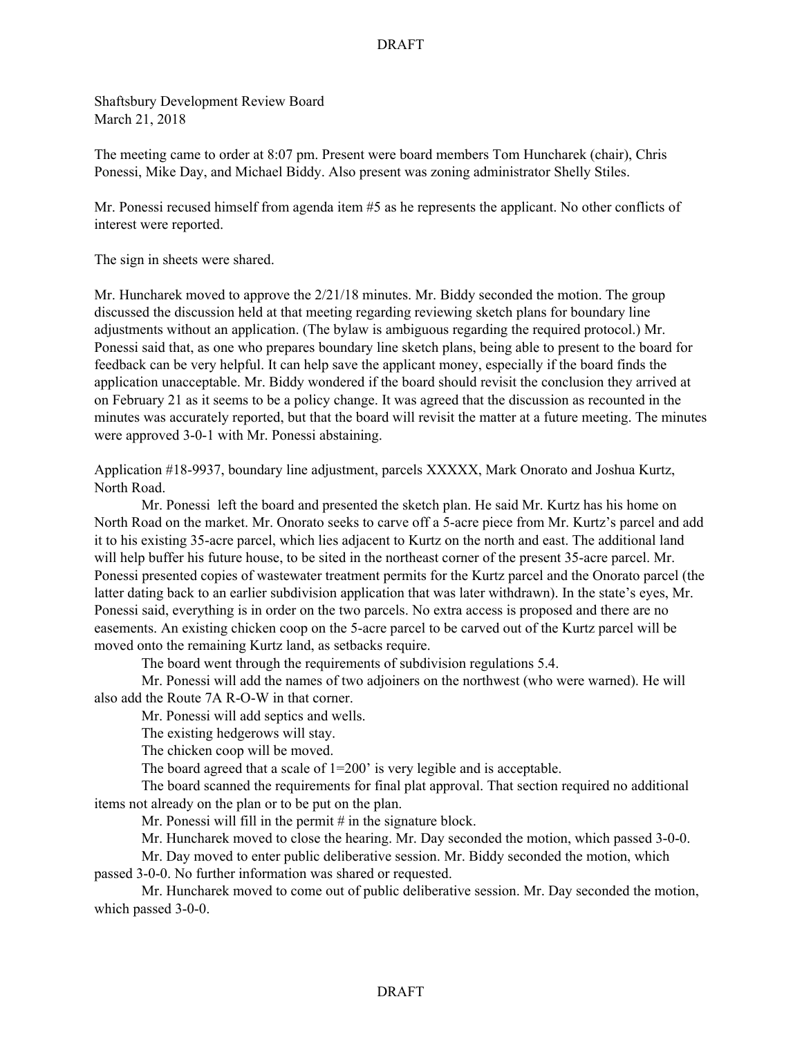Shaftsbury Development Review Board
March 21, 2018

The meeting came to order at 8:07 pm. Present were board members Tom Huncharek (chair), Chris Ponessi, Mike Day, and Michael Biddy. Also present was zoning administrator Shelly Stiles.

Mr. Ponessi recused himself from agenda item #5 as he represents the applicant. No other conflicts of interest were reported.

The sign in sheets were shared.

Mr. Huncharek moved to approve the 2/21/18 minutes. Mr. Biddy seconded the motion. The group discussed the discussion held at that meeting regarding reviewing sketch plans for boundary line adjustments without an application. (The bylaw is ambiguous regarding the required protocol.) Mr. Ponessi said that, as one who prepares boundary line sketch plans, being able to present to the board for feedback can be very helpful. It can help save the applicant money, especially if the board finds the application unacceptable. Mr. Biddy wondered if the board should revisit the conclusion they arrived at on February 21 as it seems to be a policy change. It was agreed that the discussion as recounted in the minutes was accurately reported, but that the board will revisit the matter at a future meeting. The minutes were approved 3-0-1 with Mr. Ponessi abstaining.

Application #18-9937, boundary line adjustment, parcels XXXXX, Mark Onorato and Joshua Kurtz, North Road.

Mr. Ponessi left the board and presented the sketch plan. He said Mr. Kurtz has his home on North Road on the market. Mr. Onorato seeks to carve off a 5-acre piece from Mr. Kurtz's parcel and add it to his existing 35-acre parcel, which lies adjacent to Kurtz on the north and east. The additional land will help buffer his future house, to be sited in the northeast corner of the present 35-acre parcel. Mr. Ponessi presented copies of wastewater treatment permits for the Kurtz parcel and the Onorato parcel (the latter dating back to an earlier subdivision application that was later withdrawn). In the state's eyes, Mr. Ponessi said, everything is in order on the two parcels. No extra access is proposed and there are no easements. An existing chicken coop on the 5-acre parcel to be carved out of the Kurtz parcel will be moved onto the remaining Kurtz land, as setbacks require.

The board went through the requirements of subdivision regulations 5.4.

Mr. Ponessi will add the names of two adjoiners on the northwest (who were warned). He will also add the Route 7A R-O-W in that corner.

Mr. Ponessi will add septics and wells.

The existing hedgerows will stay.

The chicken coop will be moved.

The board agreed that a scale of 1=200' is very legible and is acceptable.

The board scanned the requirements for final plat approval. That section required no additional items not already on the plan or to be put on the plan.

Mr. Ponessi will fill in the permit # in the signature block.

Mr. Huncharek moved to close the hearing. Mr. Day seconded the motion, which passed 3-0-0.

Mr. Day moved to enter public deliberative session. Mr. Biddy seconded the motion, which passed 3-0-0. No further information was shared or requested.

Mr. Huncharek moved to come out of public deliberative session. Mr. Day seconded the motion, which passed 3-0-0.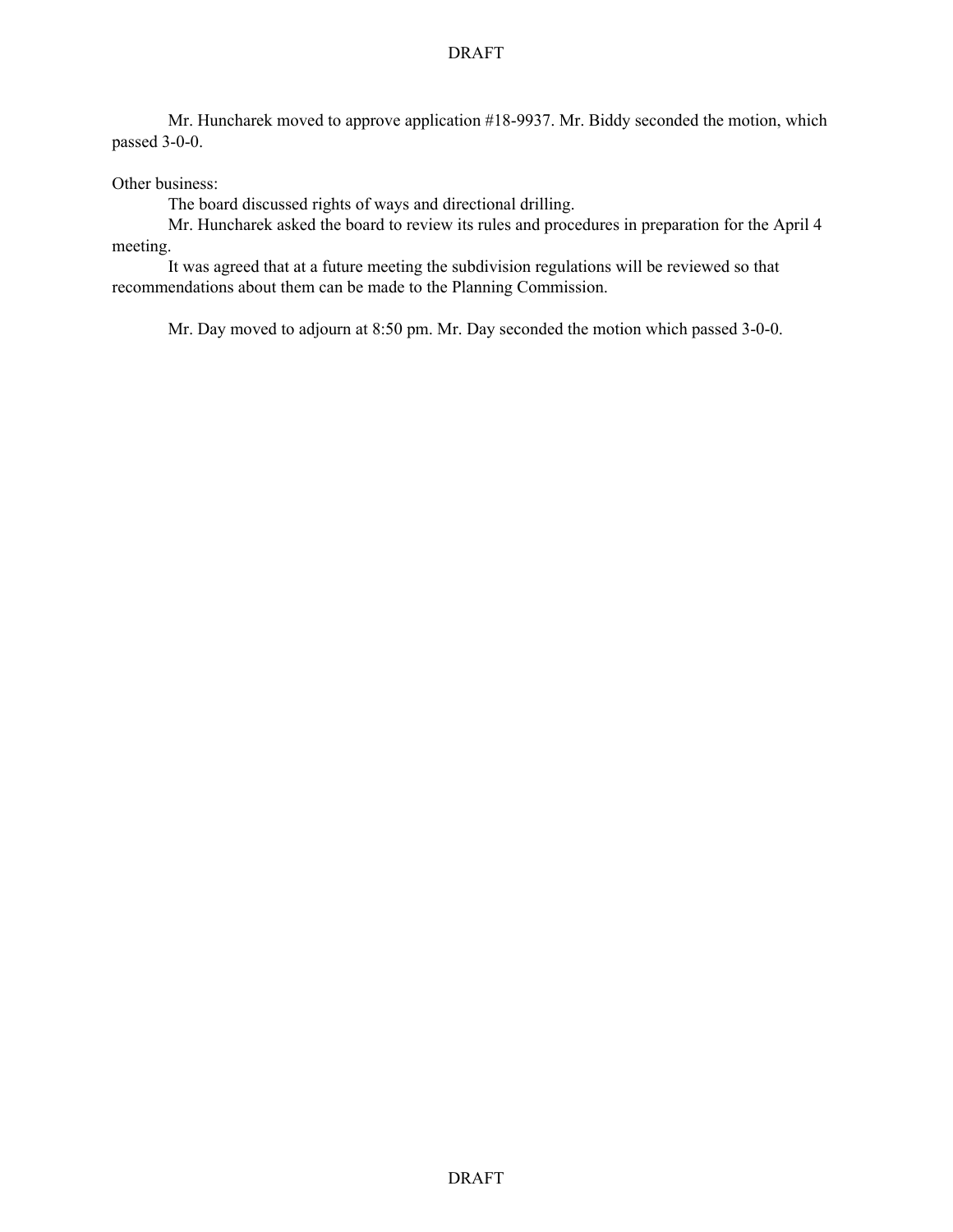Mr. Huncharek moved to approve application #18-9937. Mr. Biddy seconded the motion, which passed 3-0-0.

Other business:

The board discussed rights of ways and directional drilling.

Mr. Huncharek asked the board to review its rules and procedures in preparation for the April 4 meeting.

It was agreed that at a future meeting the subdivision regulations will be reviewed so that recommendations about them can be made to the Planning Commission.

Mr. Day moved to adjourn at 8:50 pm. Mr. Day seconded the motion which passed 3-0-0.